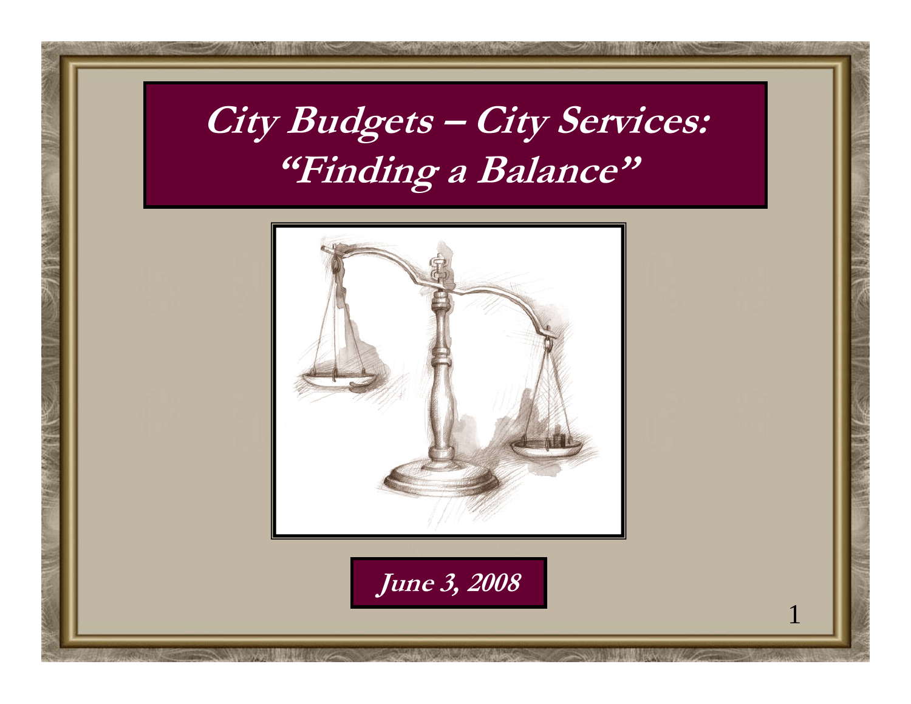# City Budgets – City Services: "Finding a Balance"

***June 3, 2008***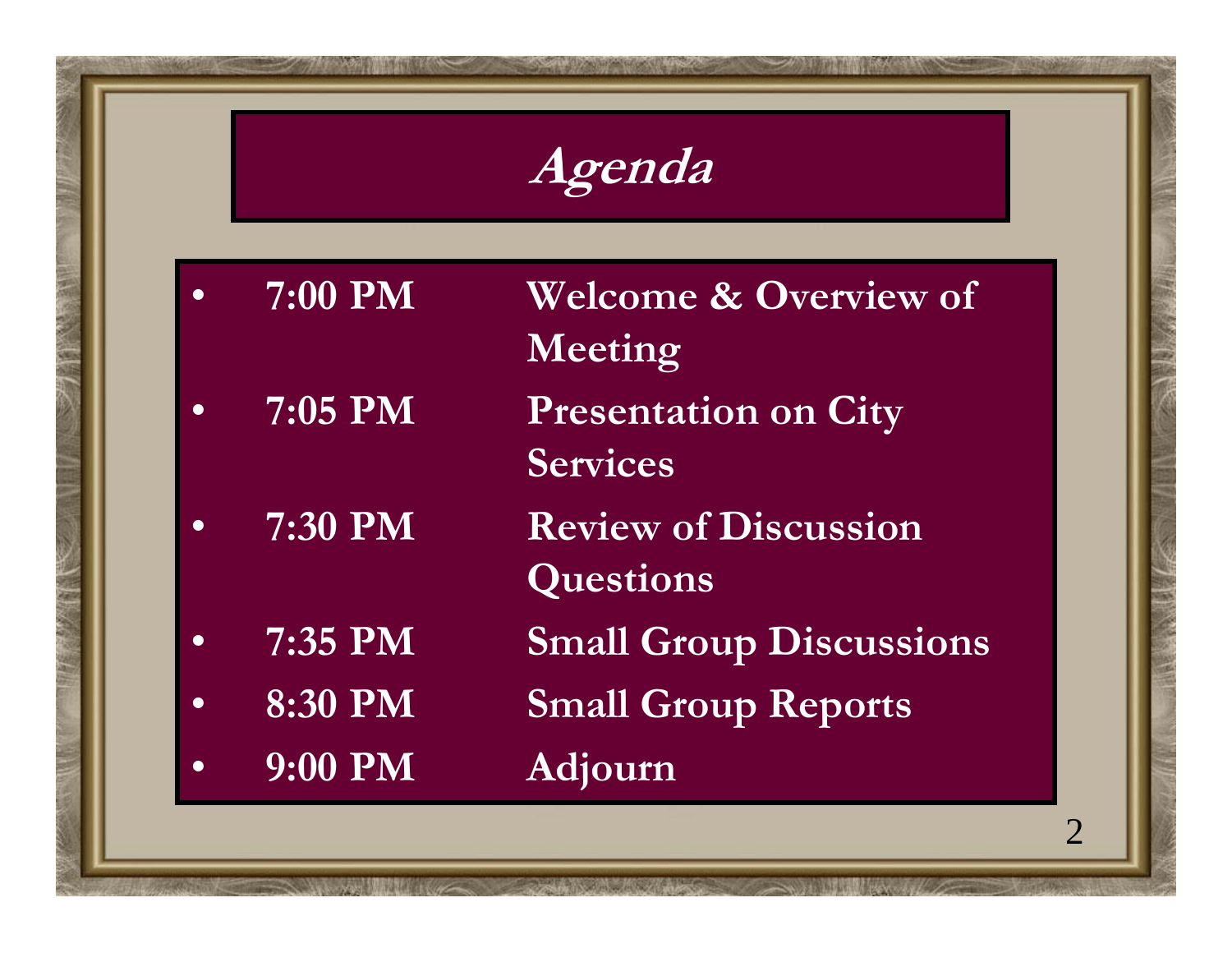# *Agenda*

- **7:00 PM** **Welcome & Overview of Meeting**
- **7:05 PM** **Presentation on City Services**
- **7:30 PM** **Review of Discussion Questions**
- **7:35 PM** **Small Group Discussions**
- **8:30 PM** **Small Group Reports**
- **9:00 PM** **Adjourn**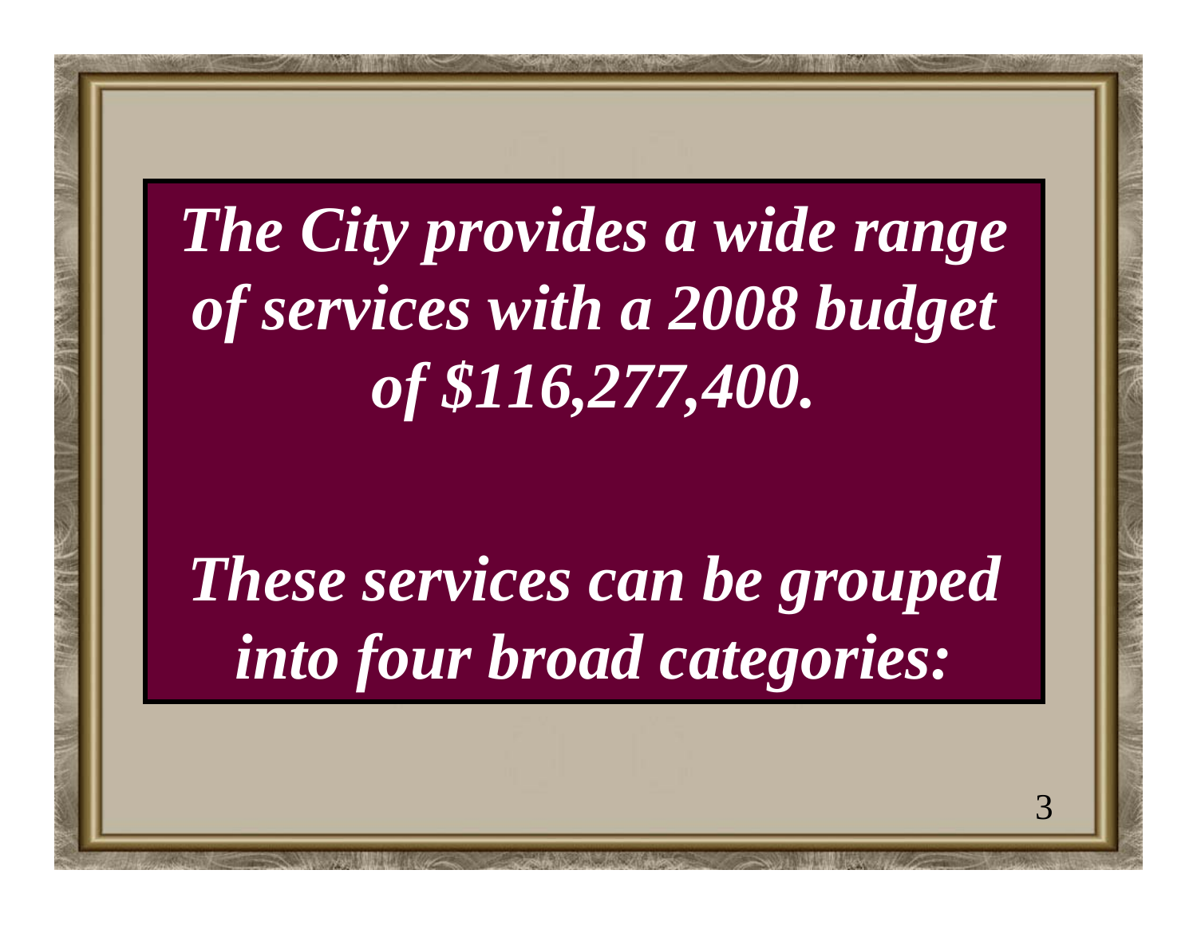***The City provides a wide range of services with a 2008 budget of $116,277,400.***

***These services can be grouped into four broad categories:***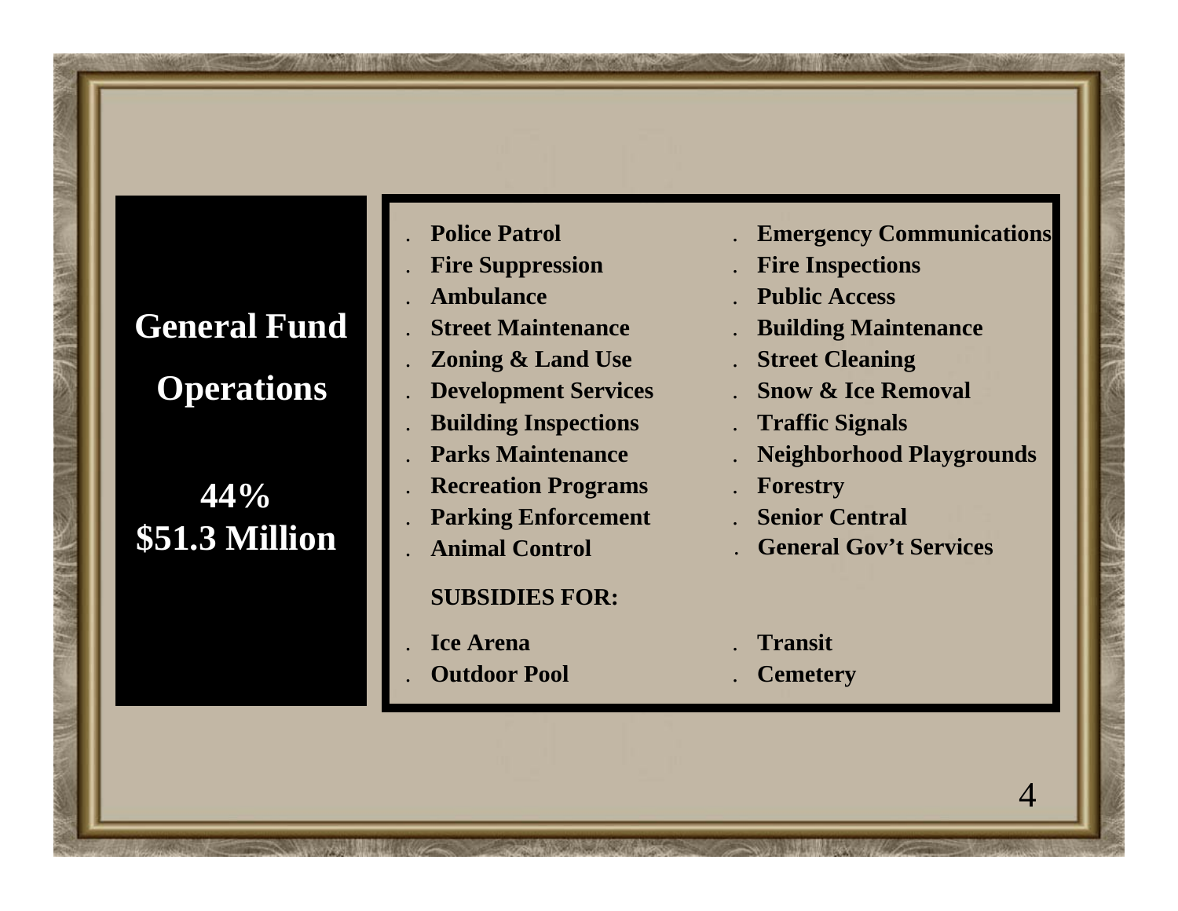## General Fund Operations

**44%**
**$51.3 Million**

- Police Patrol
- Fire Suppression
- Ambulance
- Street Maintenance
- Zoning & Land Use
- Development Services
- Building Inspections
- Parks Maintenance
- Recreation Programs
- Parking Enforcement
- Animal Control
- Emergency Communications
- Fire Inspections
- Public Access
- Building Maintenance
- Street Cleaning
- Snow & Ice Removal
- Traffic Signals
- Neighborhood Playgrounds
- Forestry
- Senior Central
- General Gov't Services

**SUBSIDIES FOR:**

- Ice Arena
- Outdoor Pool
- Transit
- Cemetery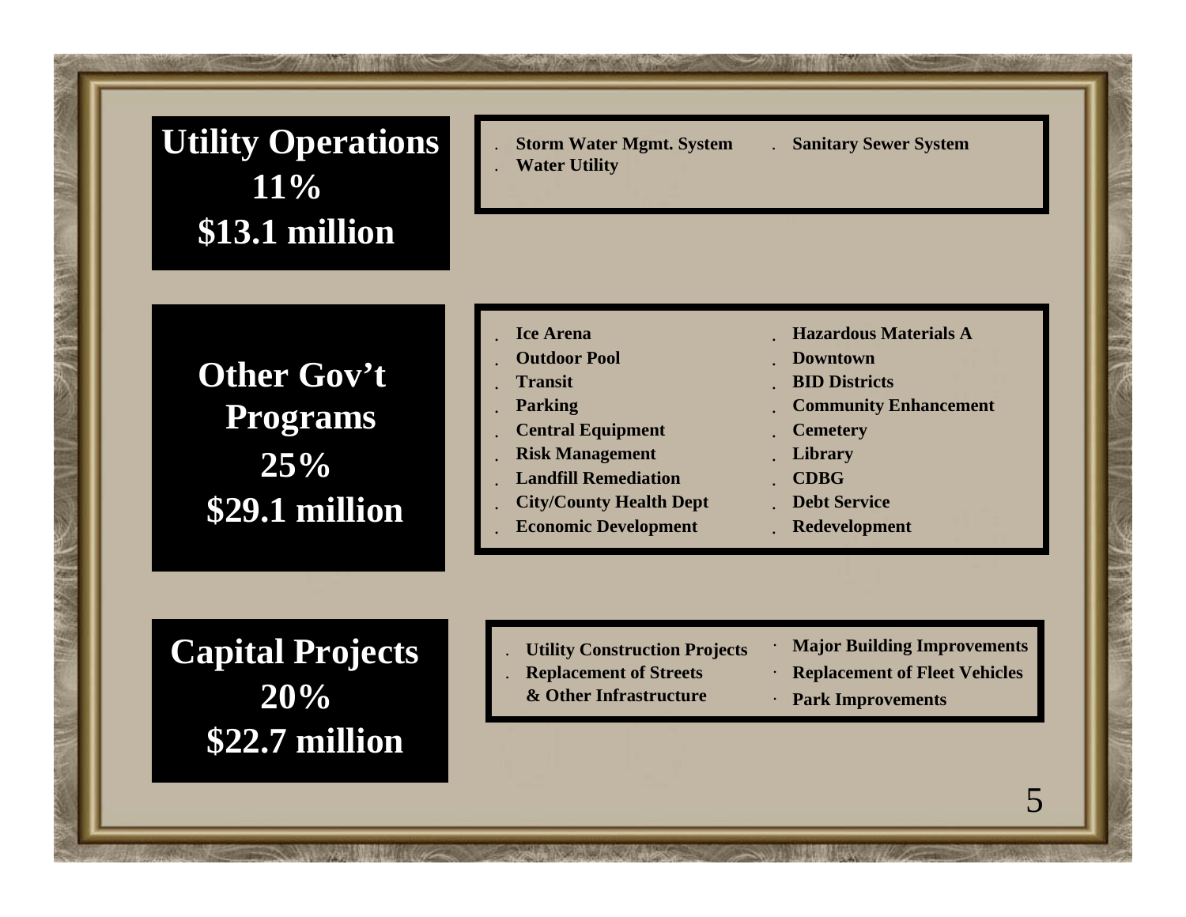## Utility Operations
## 11%
## $13.1 million

- Storm Water Mgmt. System
- Water Utility
- Sanitary Sewer System

## Other Gov't Programs
## 25%
## $29.1 million

- Ice Arena
- Outdoor Pool
- Transit
- Parking
- Central Equipment
- Risk Management
- Landfill Remediation
- City/County Health Dept
- Economic Development
- Hazardous Materials A
- Downtown
- BID Districts
- Community Enhancement
- Cemetery
- Library
- CDBG
- Debt Service
- Redevelopment

## Capital Projects
## 20%
## $22.7 million

- Utility Construction Projects
- Replacement of Streets & Other Infrastructure
- Major Building Improvements
- Replacement of Fleet Vehicles
- Park Improvements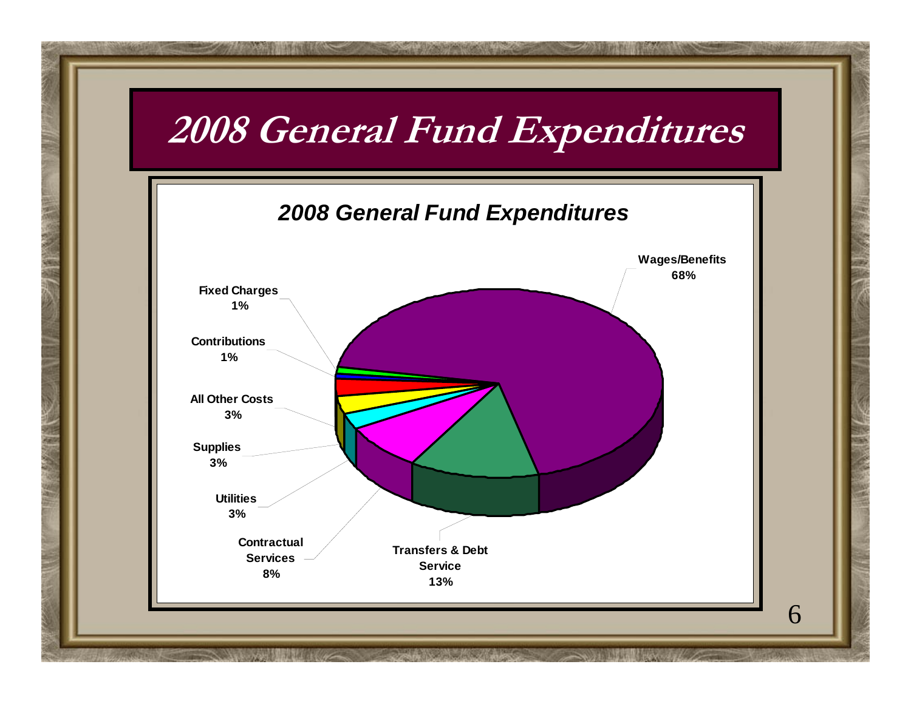# 2008 General Fund Expenditures

***2008 General Fund Expenditures***

| Category | Percentage |
|---|---|
| Wages/Benefits | 68% |
| Transfers & Debt Service | 13% |
| Contractual Services | 8% |
| Utilities | 3% |
| Supplies | 3% |
| All Other Costs | 3% |
| Contributions | 1% |
| Fixed Charges | 1% |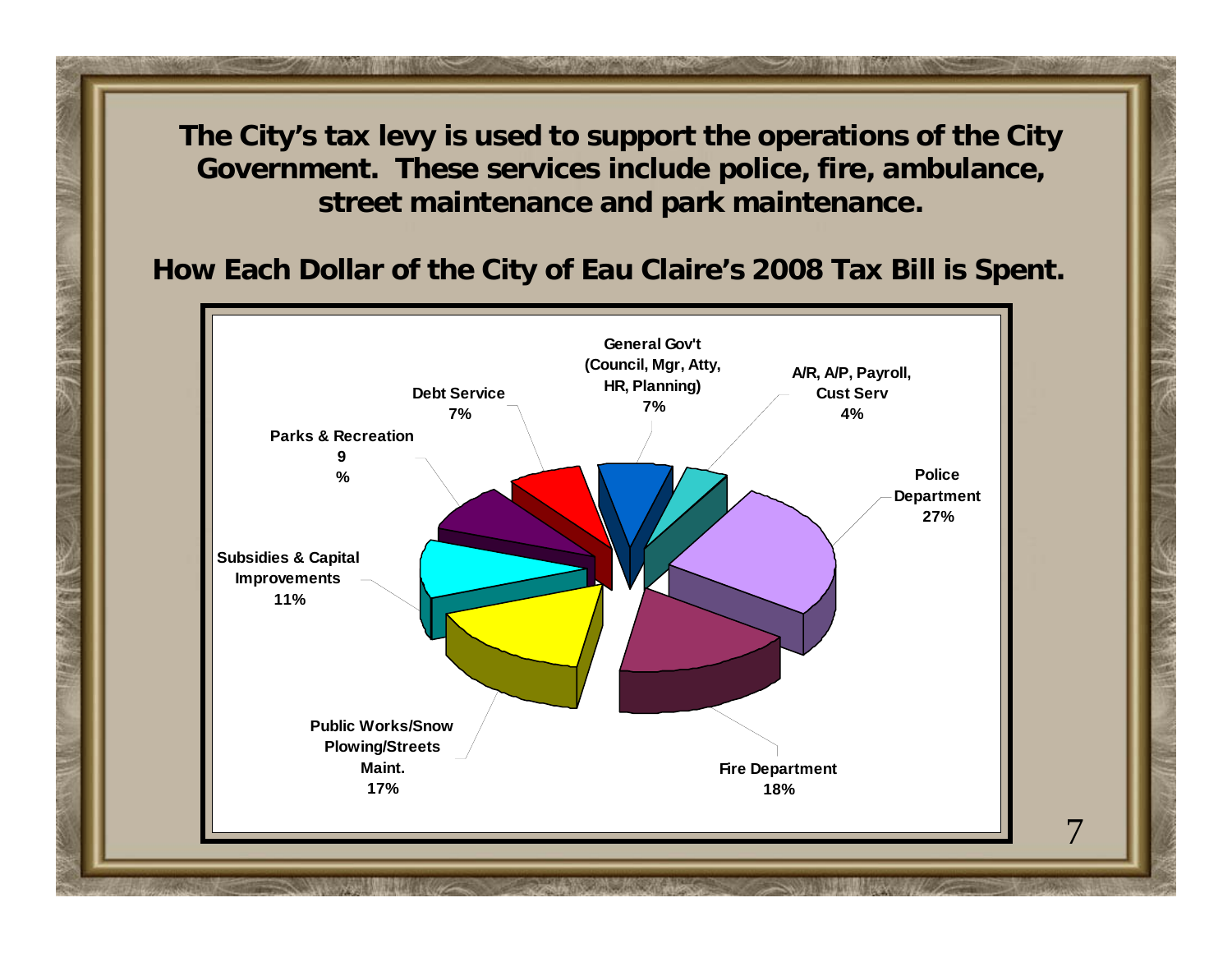**The City's tax levy is used to support the operations of the City Government. These services include police, fire, ambulance, street maintenance and park maintenance.**

## How Each Dollar of the City of Eau Claire's 2008 Tax Bill is Spent.

| Category | Percent |
| --- | --- |
| General Gov't (Council, Mgr, Atty, HR, Planning) | 7% |
| A/R, A/P, Payroll, Cust Serv | 4% |
| Police Department | 27% |
| Fire Department | 18% |
| Public Works/Snow Plowing/Streets Maint. | 17% |
| Subsidies & Capital Improvements | 11% |
| Parks & Recreation | 9% |
| Debt Service | 7% |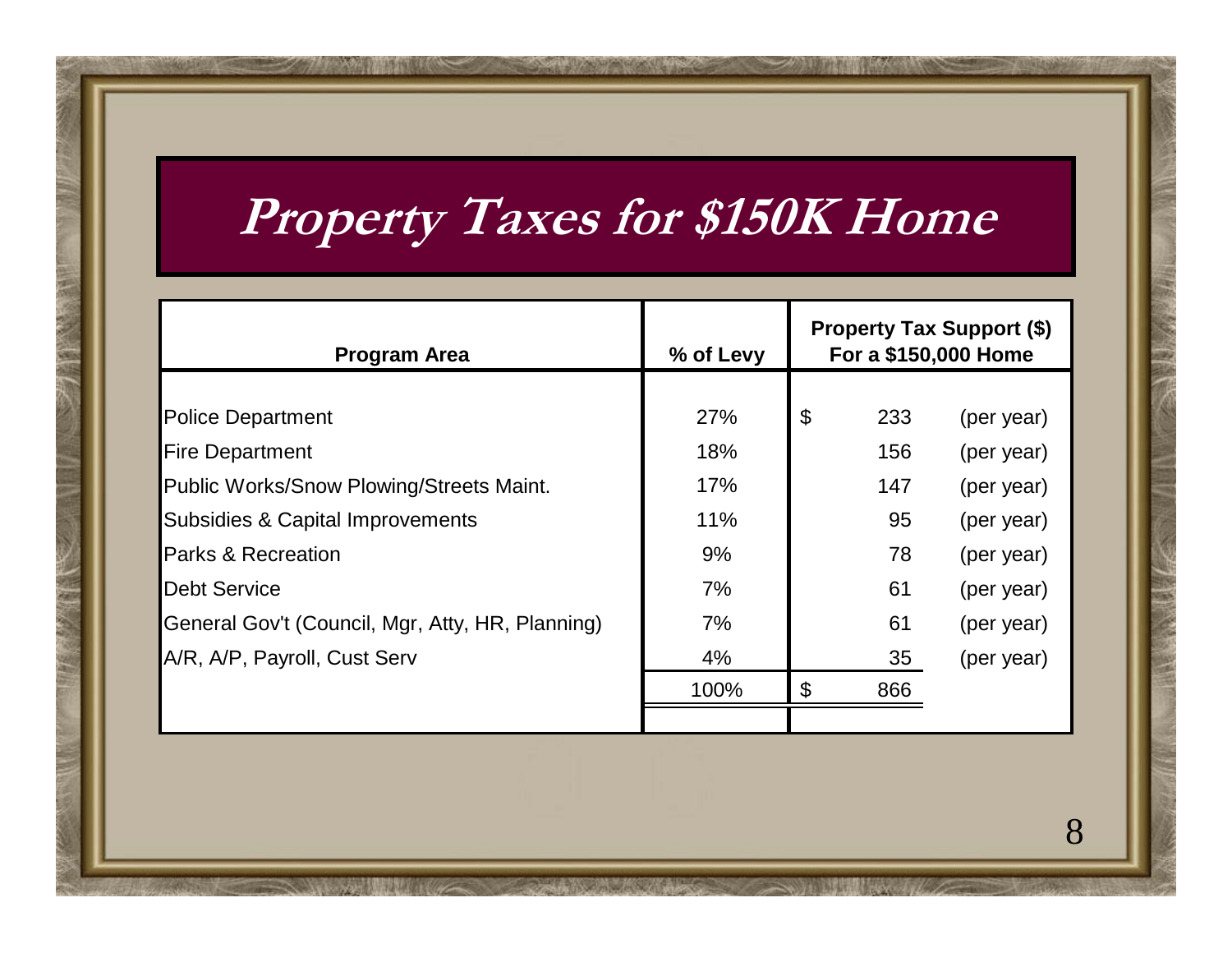# Property Taxes for $150K Home

| Program Area | % of Levy | Property Tax Support ($) For a $150,000 Home | |
|---|---|---|---|
| Police Department | 27% | $ 233 | (per year) |
| Fire Department | 18% | 156 | (per year) |
| Public Works/Snow Plowing/Streets Maint. | 17% | 147 | (per year) |
| Subsidies & Capital Improvements | 11% | 95 | (per year) |
| Parks & Recreation | 9% | 78 | (per year) |
| Debt Service | 7% | 61 | (per year) |
| General Gov't (Council, Mgr, Atty, HR, Planning) | 7% | 61 | (per year) |
| A/R, A/P, Payroll, Cust Serv | 4% | 35 | (per year) |
| | 100% | $ 866 | |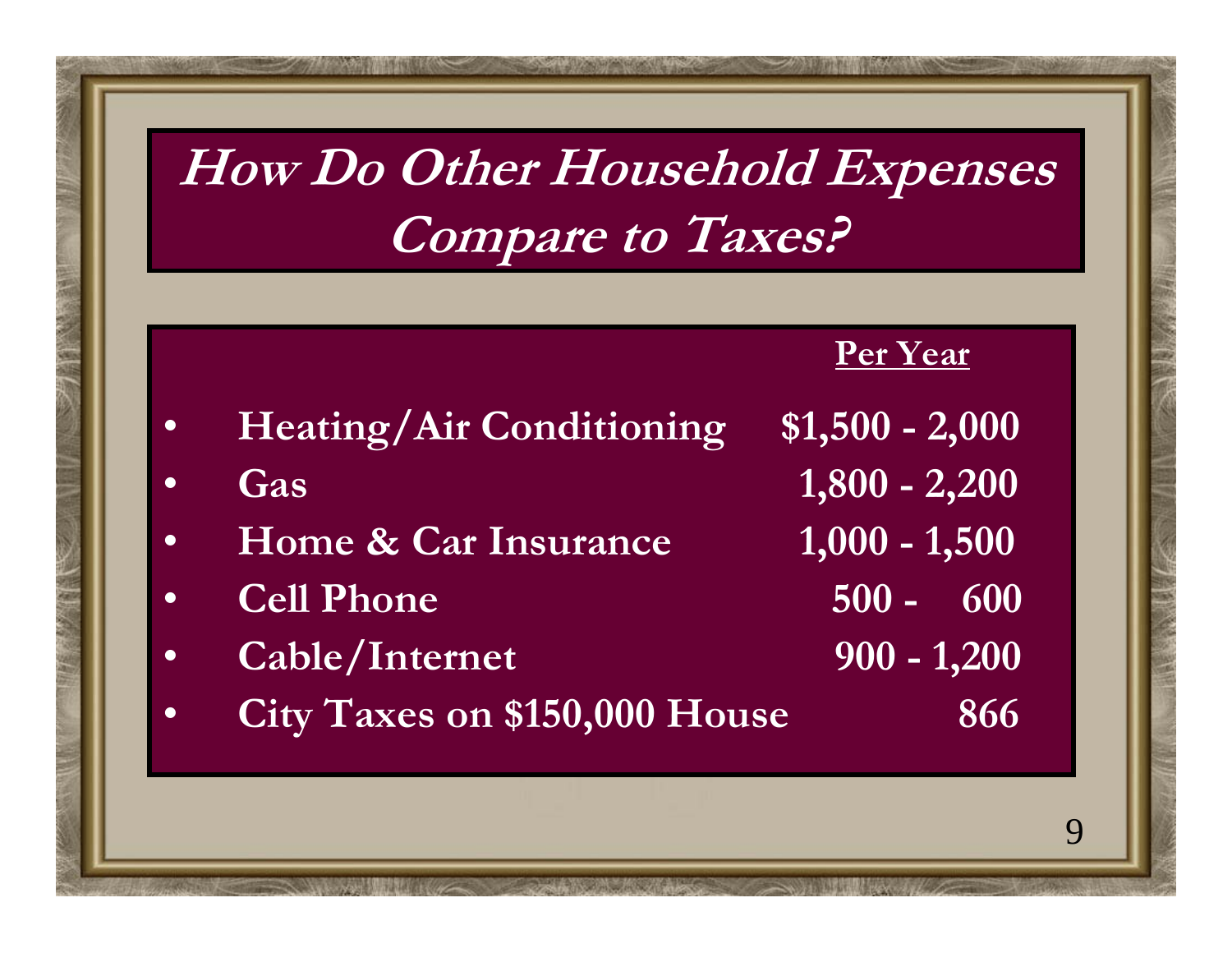# How Do Other Household Expenses Compare to Taxes?

| | Per Year |
|---|---|
| Heating/Air Conditioning | $1,500 - 2,000 |
| Gas | 1,800 - 2,200 |
| Home & Car Insurance | 1,000 - 1,500 |
| Cell Phone | 500 - 600 |
| Cable/Internet | 900 - 1,200 |
| City Taxes on $150,000 House | 866 |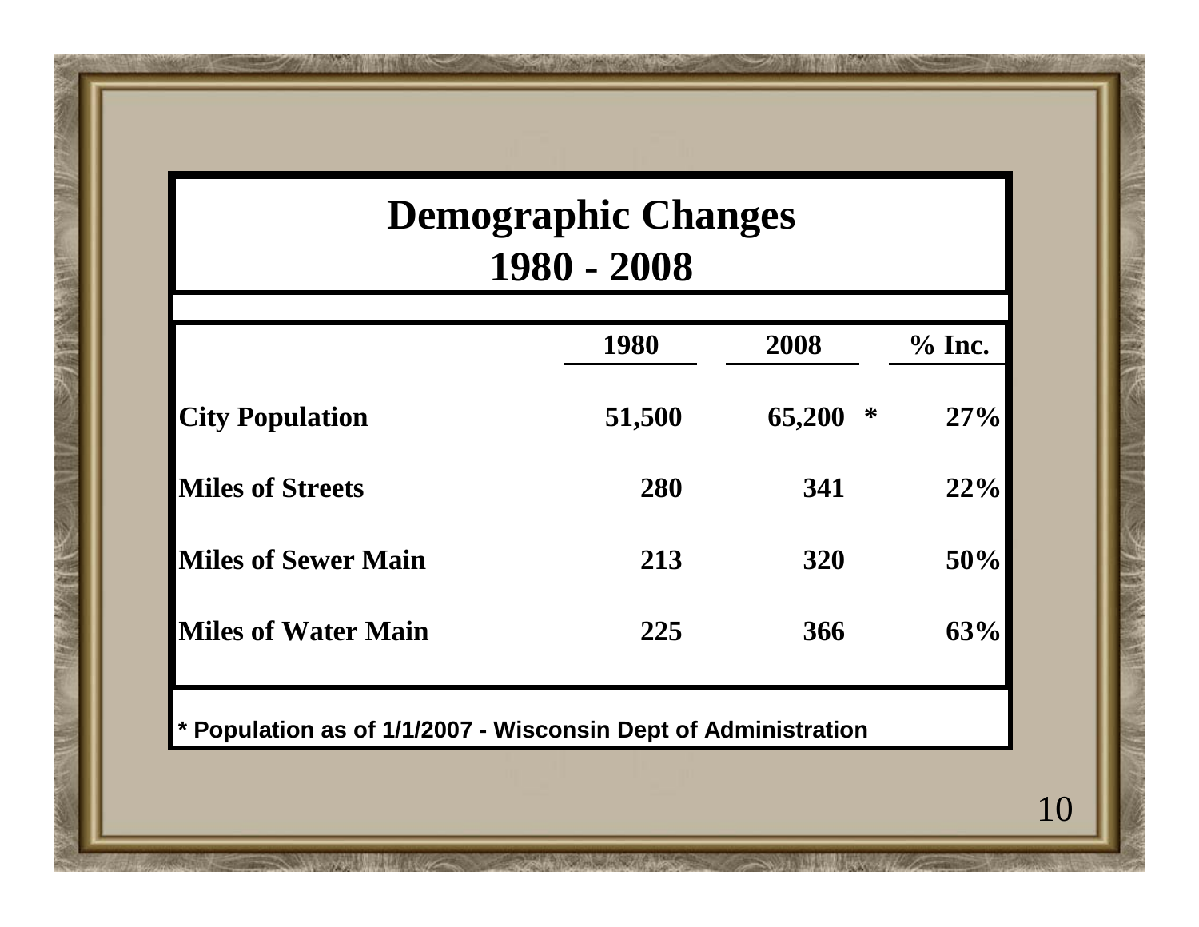# Demographic Changes
## 1980 - 2008

| | 1980 | 2008 | % Inc. |
|---|---|---|---|
| **City Population** | **51,500** | **65,200 \*** | **27%** |
| **Miles of Streets** | **280** | **341** | **22%** |
| **Miles of Sewer Main** | **213** | **320** | **50%** |
| **Miles of Water Main** | **225** | **366** | **63%** |

**\* Population as of 1/1/2007 - Wisconsin Dept of Administration**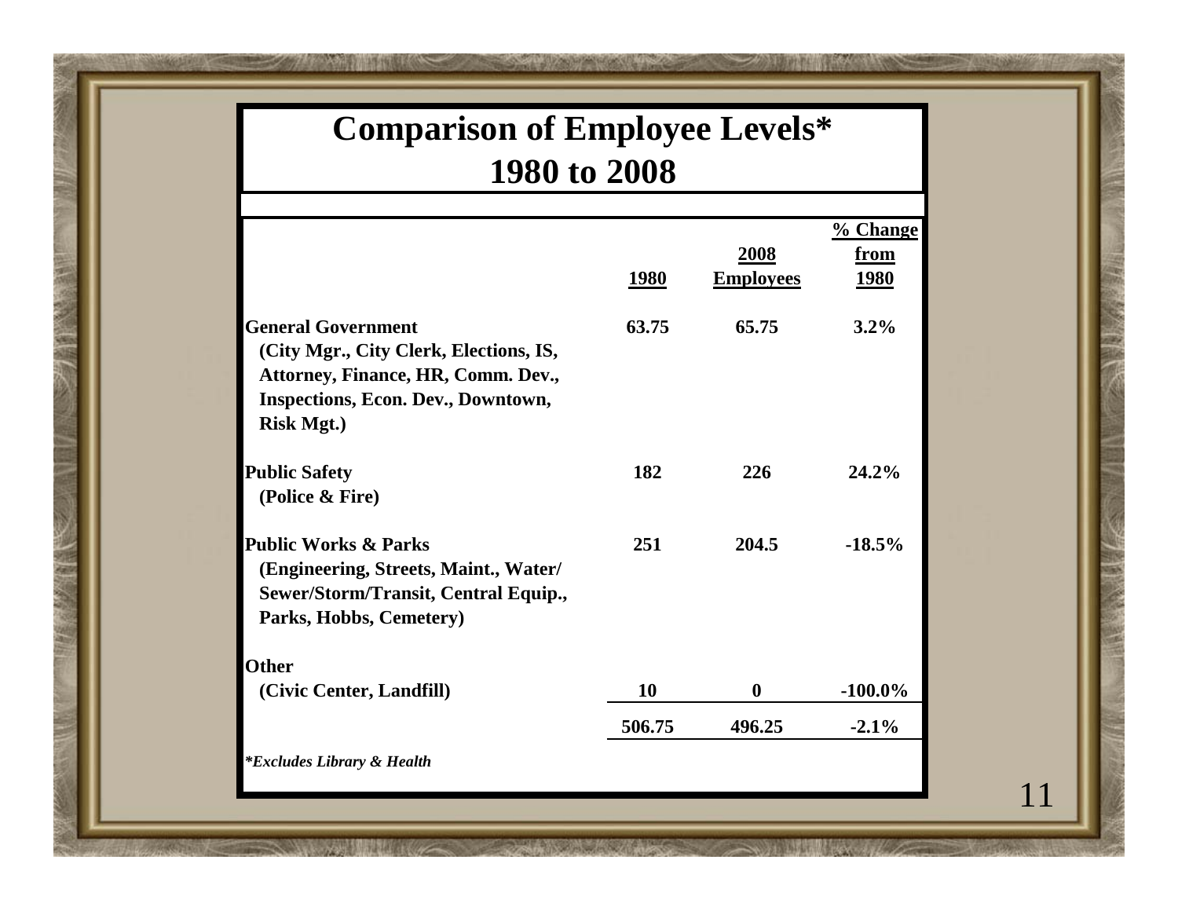# Comparison of Employee Levels*
# 1980 to 2008

| | 1980 | 2008 Employees | % Change from 1980 |
|---|---|---|---|
| **General Government** (City Mgr., City Clerk, Elections, IS, Attorney, Finance, HR, Comm. Dev., Inspections, Econ. Dev., Downtown, Risk Mgt.) | 63.75 | 65.75 | 3.2% |
| **Public Safety** (Police & Fire) | 182 | 226 | 24.2% |
| **Public Works & Parks** (Engineering, Streets, Maint., Water/ Sewer/Storm/Transit, Central Equip., Parks, Hobbs, Cemetery) | 251 | 204.5 | -18.5% |
| **Other** (Civic Center, Landfill) | 10 | 0 | -100.0% |
| | 506.75 | 496.25 | -2.1% |

***Excludes Library & Health***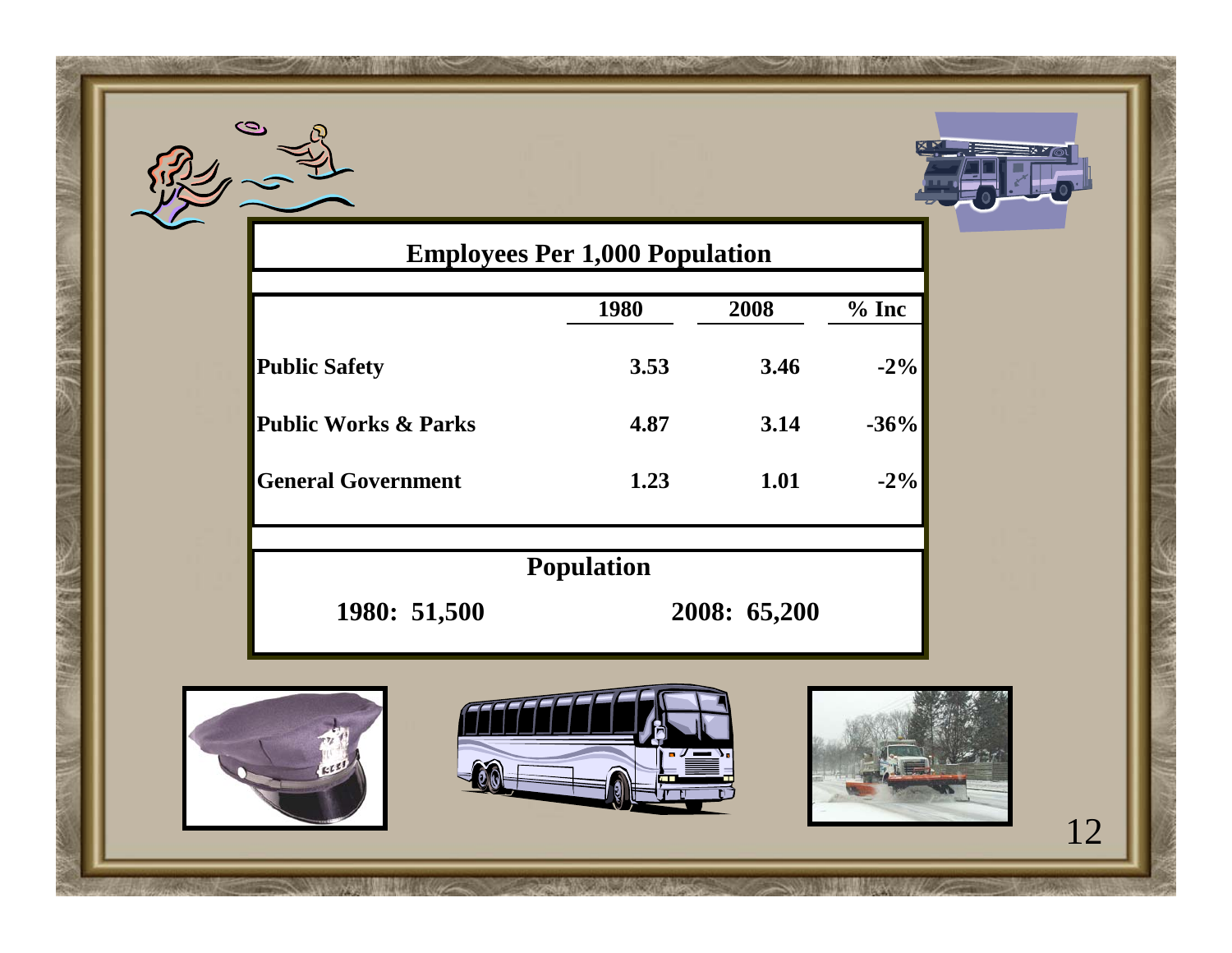## Employees Per 1,000 Population

| | 1980 | 2008 | % Inc |
|---|---|---|---|
| **Public Safety** | 3.53 | 3.46 | -2% |
| **Public Works & Parks** | 4.87 | 3.14 | -36% |
| **General Government** | 1.23 | 1.01 | -2% |

**Population**

**1980: 51,500** **2008: 65,200**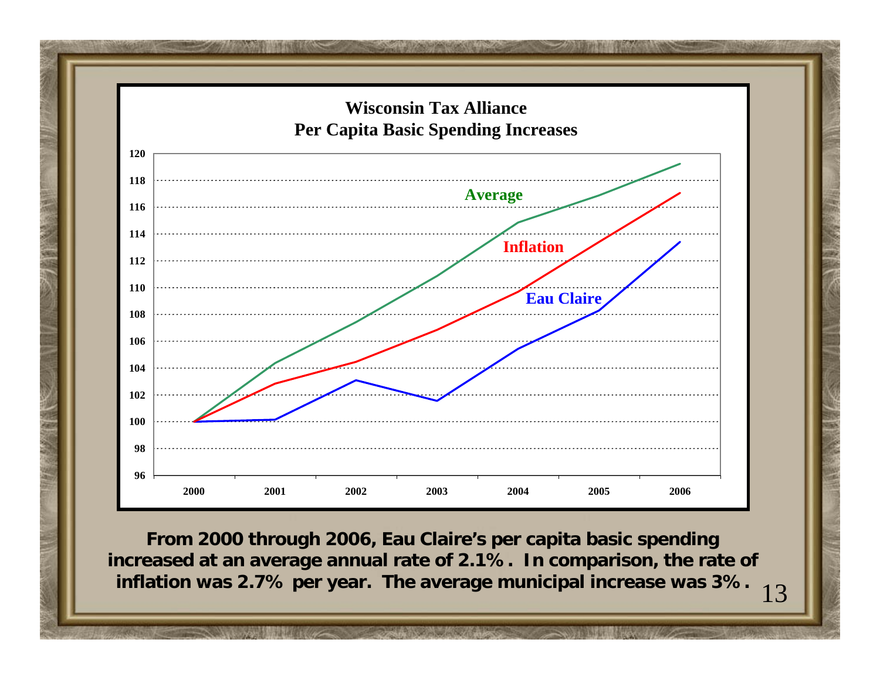**Wisconsin Tax Alliance**
**Per Capita Basic Spending Increases**

From 2000 through 2006, Eau Claire's per capita basic spending increased at an average annual rate of 2.1%. In comparison, the rate of inflation was 2.7% per year. The average municipal increase was 3%.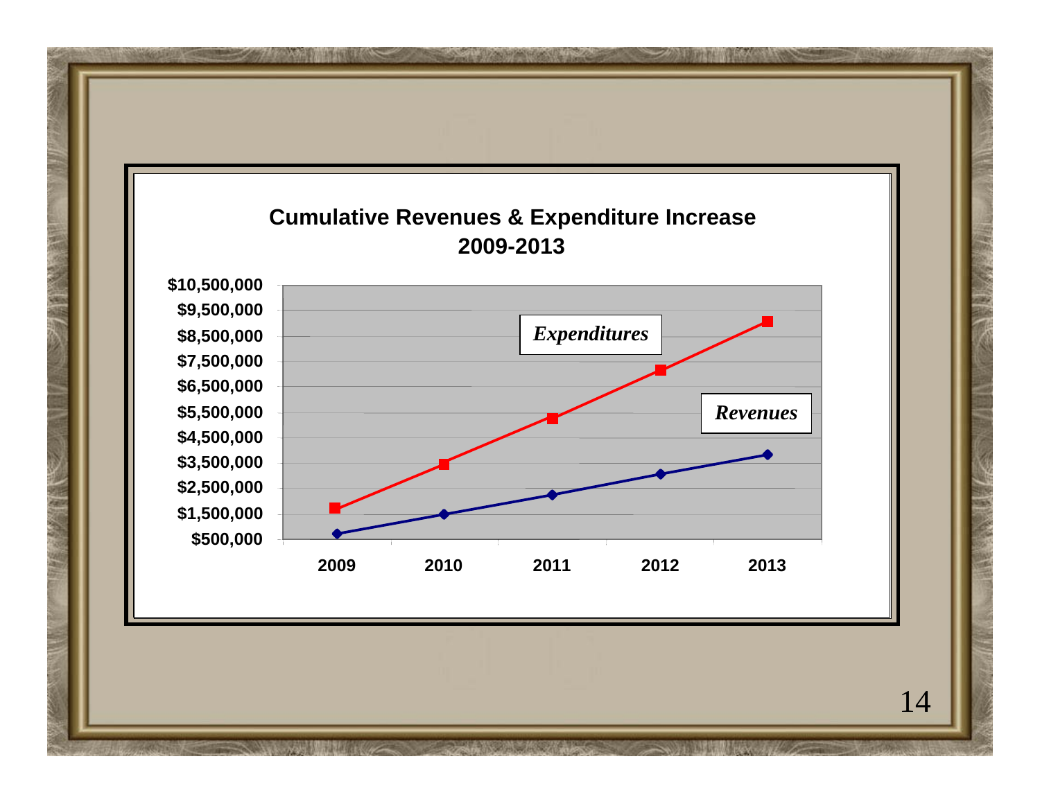## Cumulative Revenues & Expenditure Increase 2009-2013

$10,500,000
$9,500,000
$8,500,000
$7,500,000
$6,500,000
$5,500,000
$4,500,000
$3,500,000
$2,500,000
$1,500,000
$500,000

*Expenditures*

*Revenues*

2009 2010 2011 2012 2013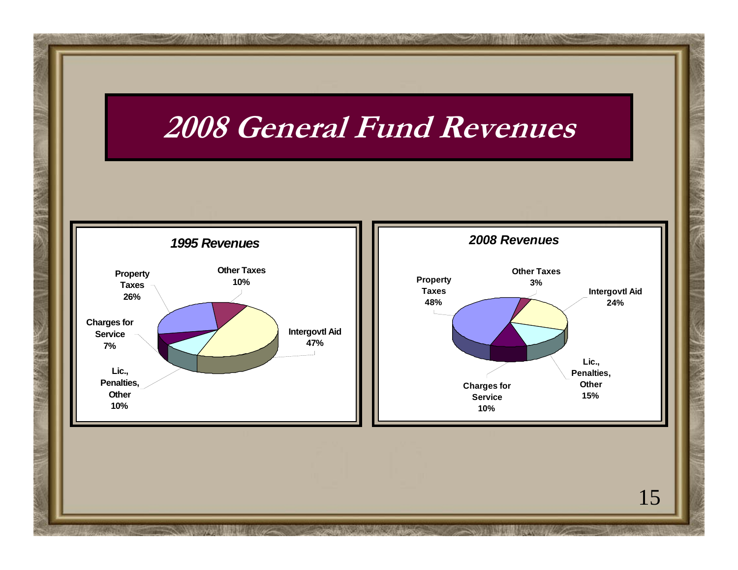# 2008 General Fund Revenues

### *1995 Revenues*

| Category | Share |
|---|---|
| Property Taxes | 26% |
| Other Taxes | 10% |
| Intergovtl Aid | 47% |
| Charges for Service | 7% |
| Lic., Penalties, Other | 10% |

### *2008 Revenues*

| Category | Share |
|---|---|
| Property Taxes | 48% |
| Other Taxes | 3% |
| Intergovtl Aid | 24% |
| Lic., Penalties, Other | 15% |
| Charges for Service | 10% |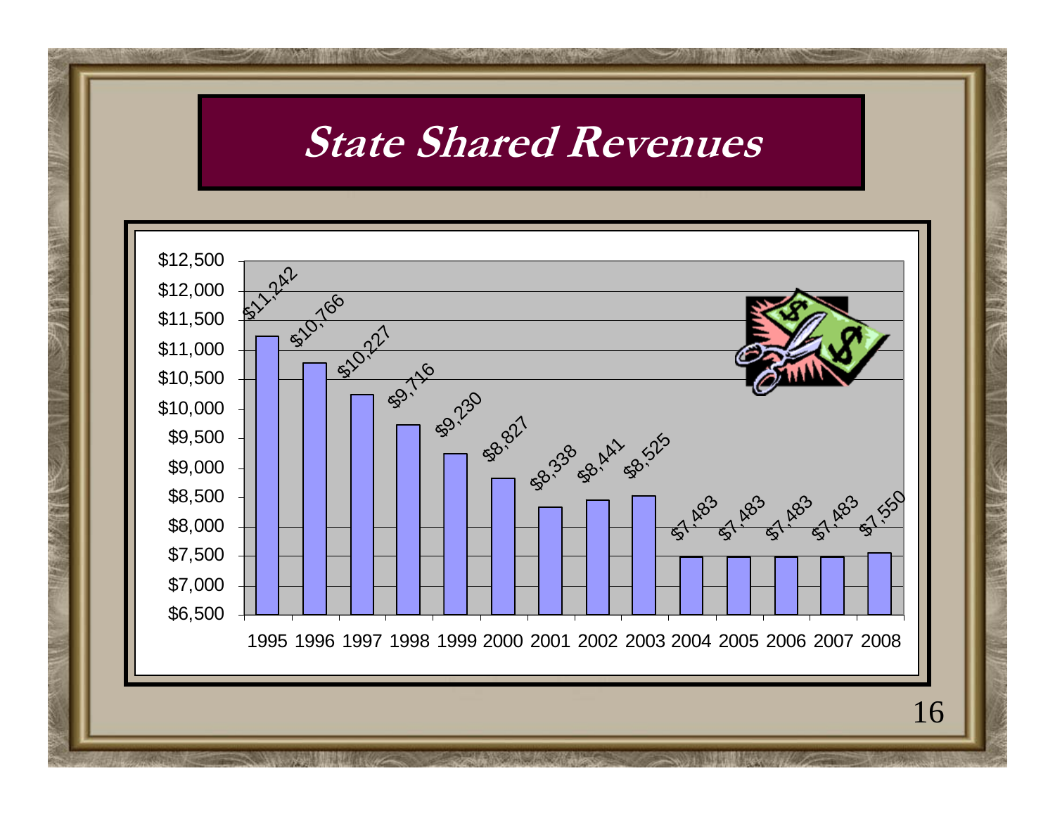# State Shared Revenues

| Year | State Shared Revenues |
|---|---|
| 1995 | $11,242 |
| 1996 | $10,766 |
| 1997 | $10,227 |
| 1998 | $9,716 |
| 1999 | $9,230 |
| 2000 | $8,827 |
| 2001 | $8,338 |
| 2002 | $8,441 |
| 2003 | $8,525 |
| 2004 | $7,483 |
| 2005 | $7,483 |
| 2006 | $7,483 |
| 2007 | $7,483 |
| 2008 | $7,550 |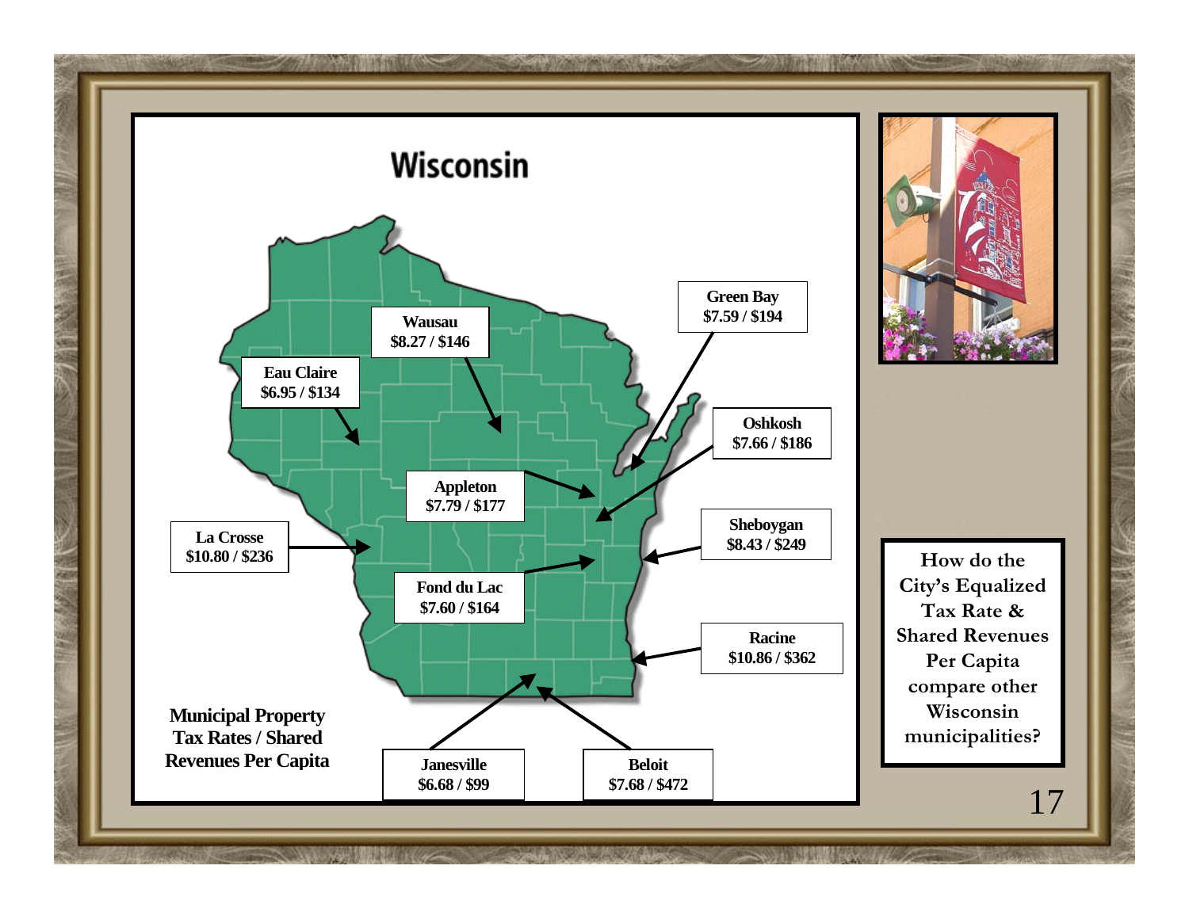# Wisconsin

**Municipal Property Tax Rates / Shared Revenues Per Capita**

| City | Tax Rate / Shared Revenues Per Capita |
|---|---|
| Wausau | $8.27 / $146 |
| Eau Claire | $6.95 / $134 |
| Green Bay | $7.59 / $194 |
| Oshkosh | $7.66 / $186 |
| Appleton | $7.79 / $177 |
| La Crosse | $10.80 / $236 |
| Sheboygan | $8.43 / $249 |
| Fond du Lac | $7.60 / $164 |
| Racine | $10.86 / $362 |
| Janesville | $6.68 / $99 |
| Beloit | $7.68 / $472 |

How do the City's Equalized Tax Rate & Shared Revenues Per Capita compare other Wisconsin municipalities?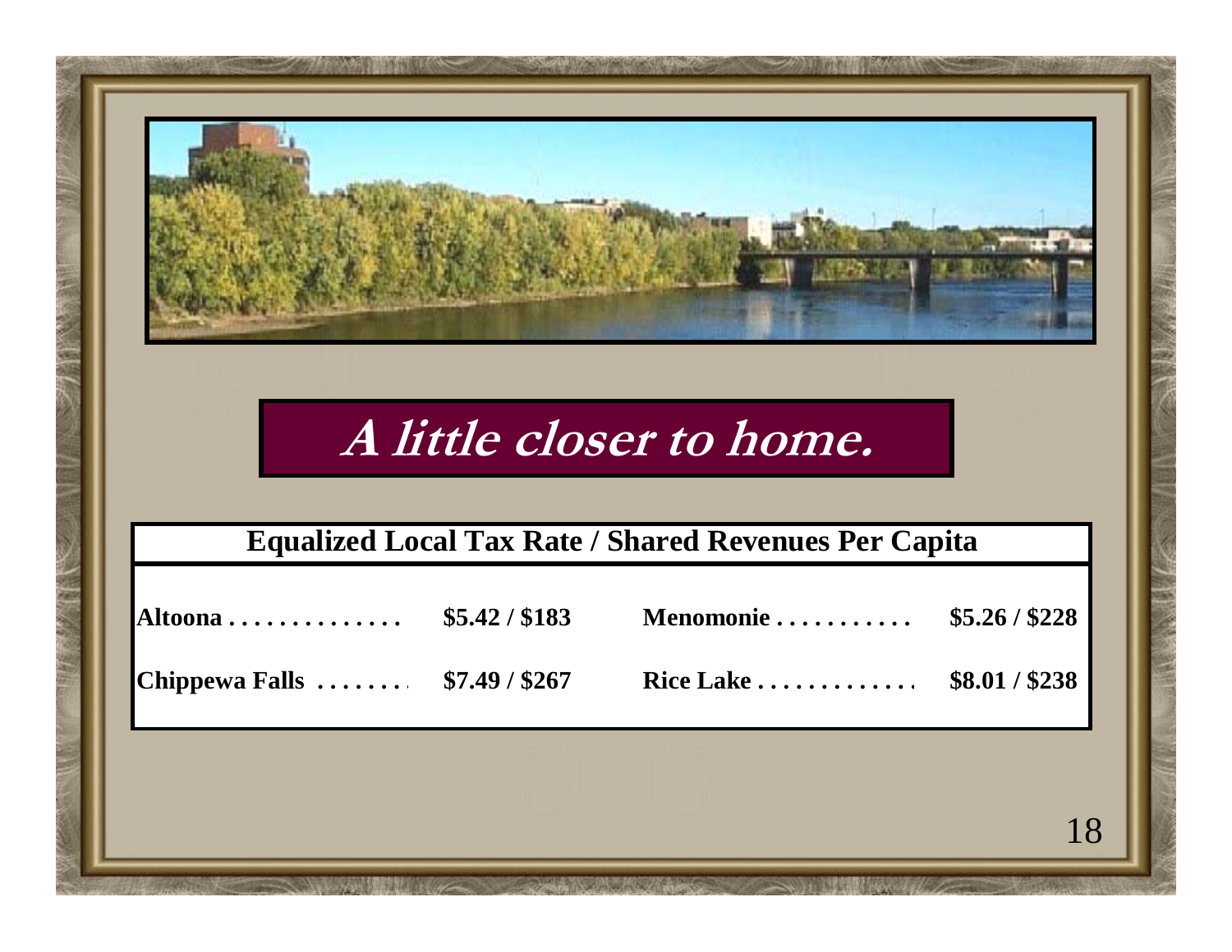## A little closer to home.

| Equalized Local Tax Rate / Shared Revenues Per Capita | | | |
|---|---|---|---|
| Altoona | $5.42 / $183 | Menomonie | $5.26 / $228 |
| Chippewa Falls | $7.49 / $267 | Rice Lake | $8.01 / $238 |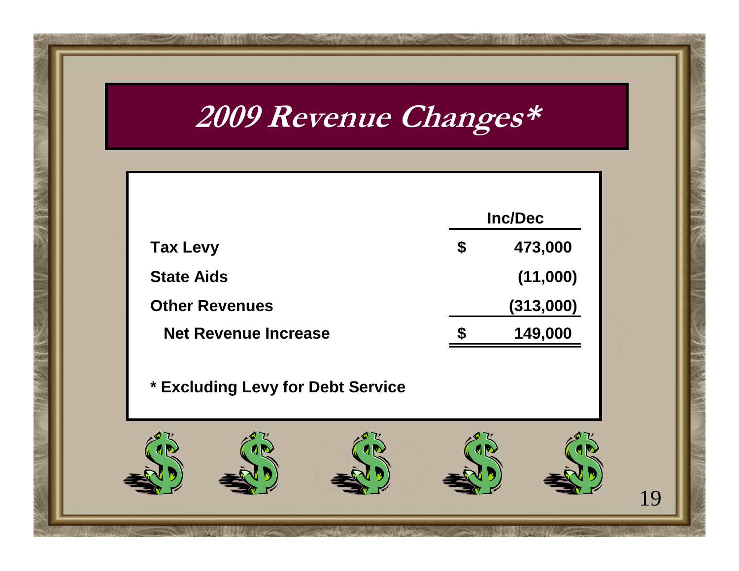# 2009 Revenue Changes*

| | Inc/Dec |
|---|---|
| Tax Levy | $ 473,000 |
| State Aids | (11,000) |
| Other Revenues | (313,000) |
| Net Revenue Increase | $ 149,000 |

* Excluding Levy for Debt Service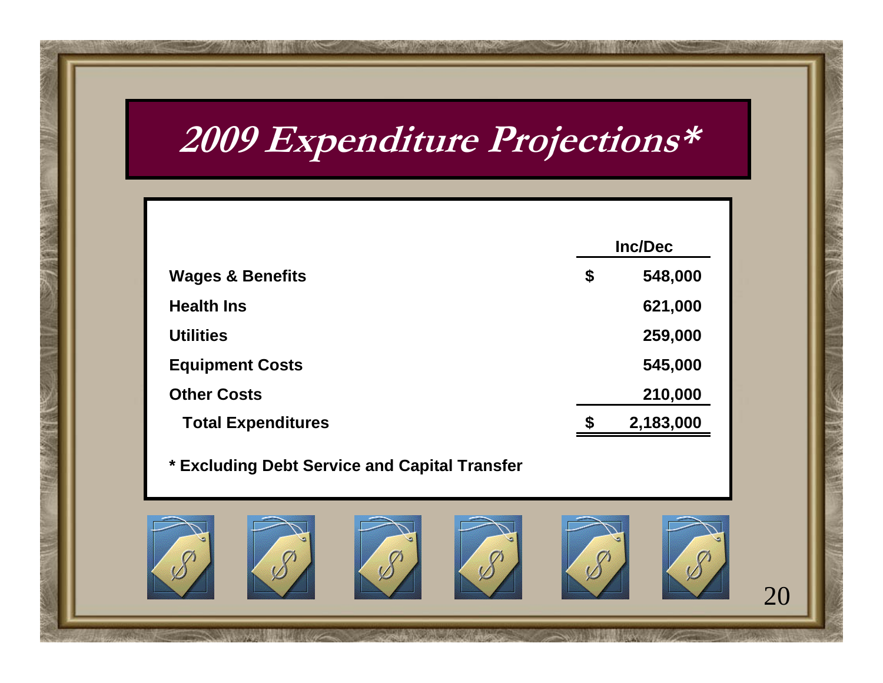# 2009 Expenditure Projections*

| | Inc/Dec |
|---|---|
| **Wages & Benefits** | **$ 548,000** |
| **Health Ins** | **621,000** |
| **Utilities** | **259,000** |
| **Equipment Costs** | **545,000** |
| **Other Costs** | **210,000** |
| **Total Expenditures** | **$ 2,183,000** |

**\* Excluding Debt Service and Capital Transfer**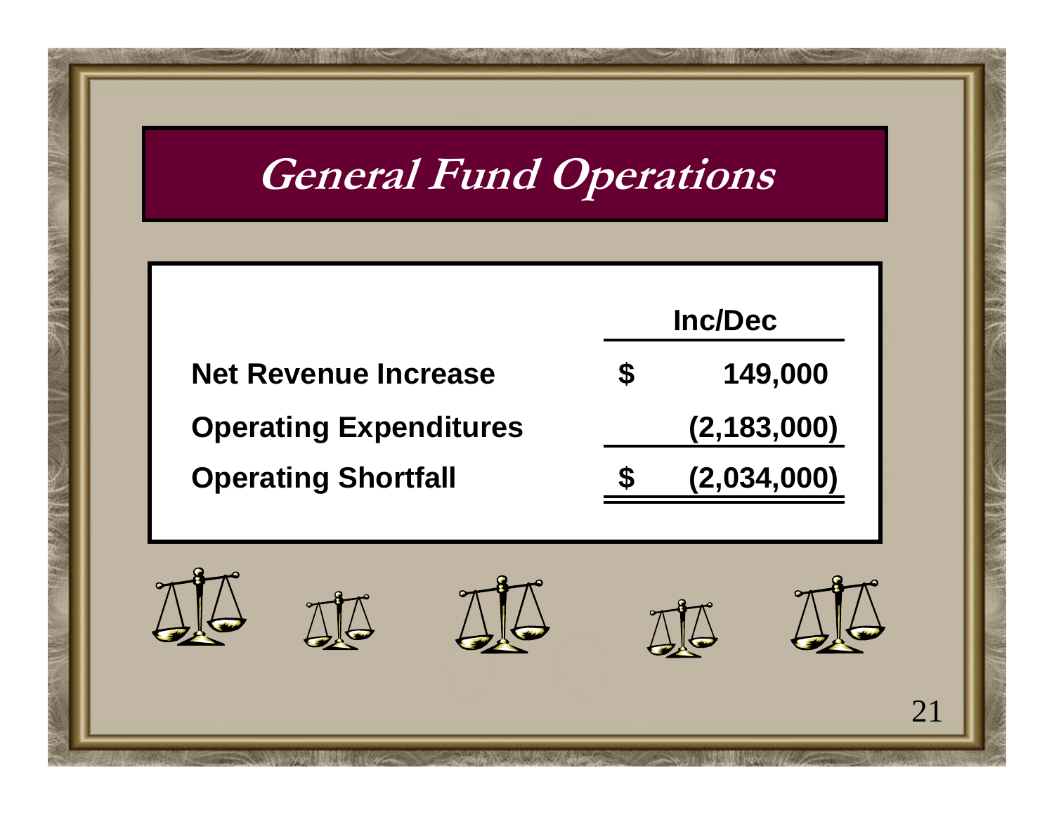# General Fund Operations

| | | Inc/Dec |
|---|---|---|
| **Net Revenue Increase** | **$** | **149,000** |
| **Operating Expenditures** | | **(2,183,000)** |
| **Operating Shortfall** | **$** | **(2,034,000)** |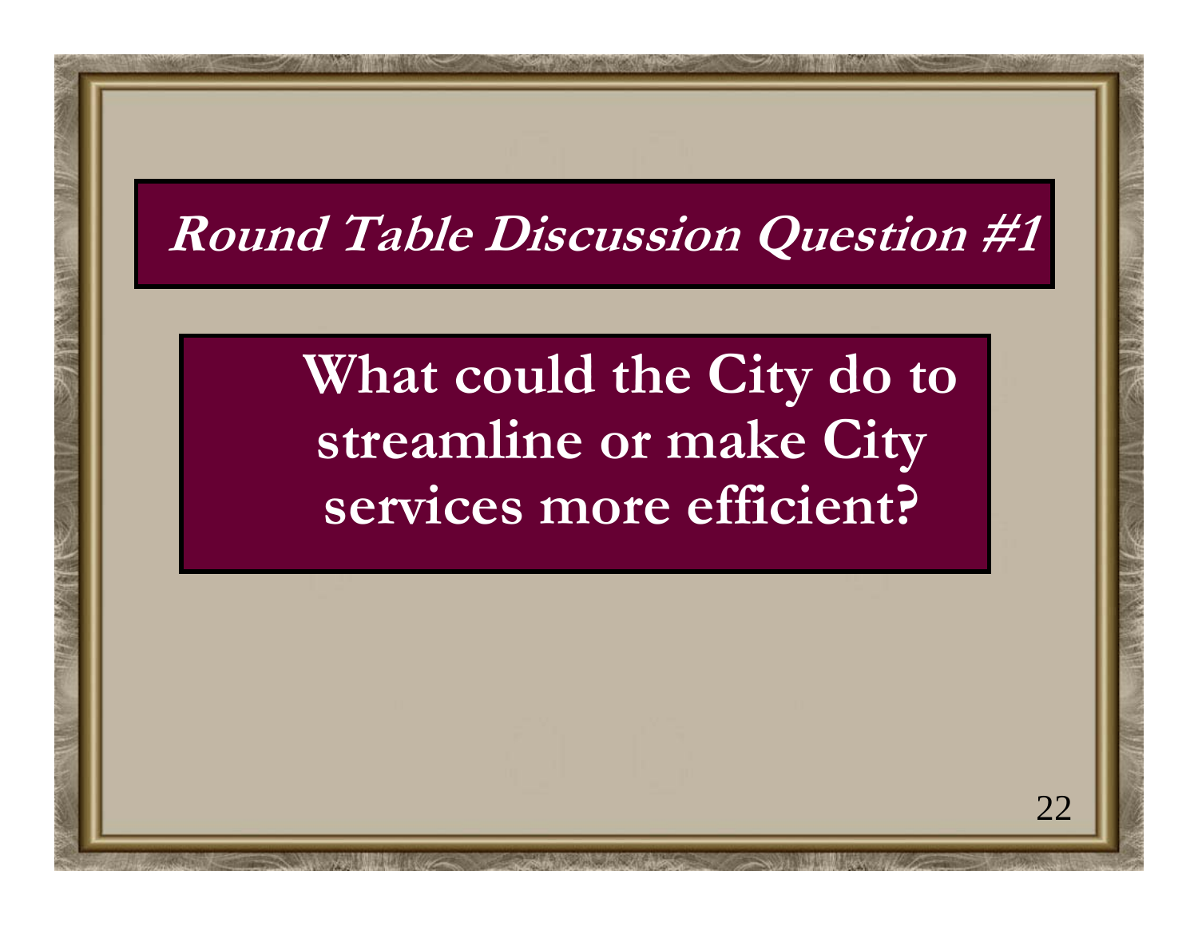# *Round Table Discussion Question #1*

**What could the City do to streamline or make City services more efficient?**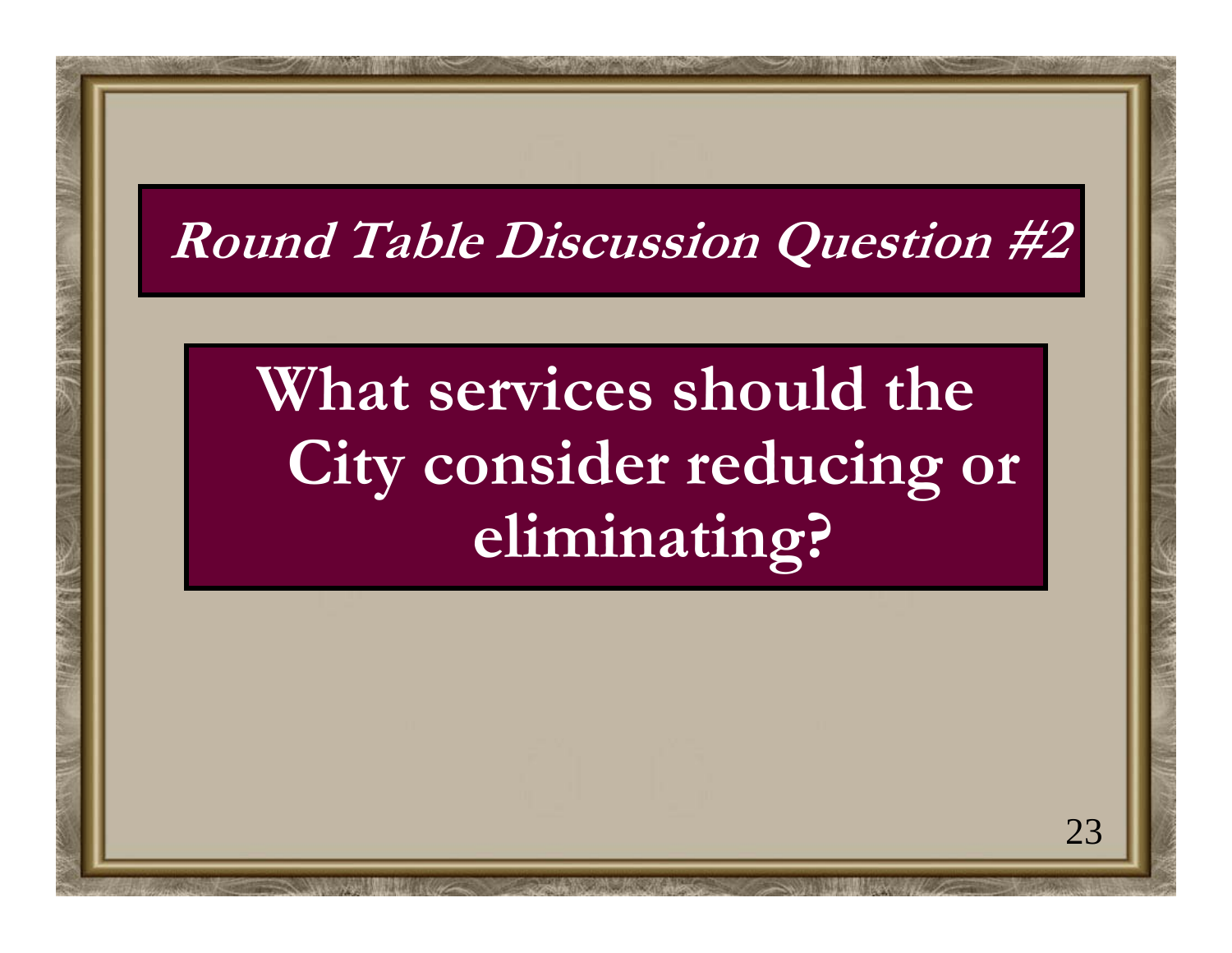## Round Table Discussion Question #2

# What services should the City consider reducing or eliminating?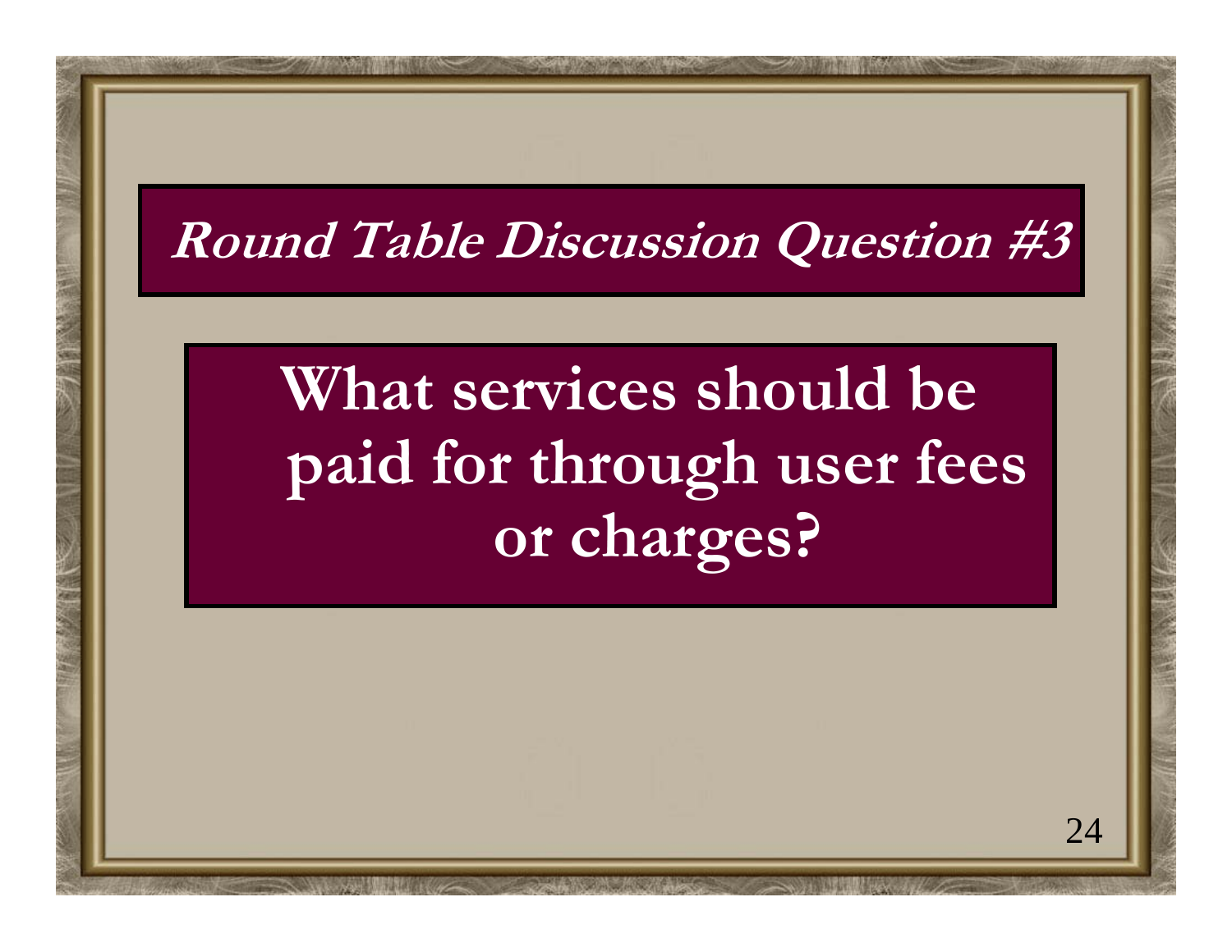## Round Table Discussion Question #3

**What services should be paid for through user fees or charges?**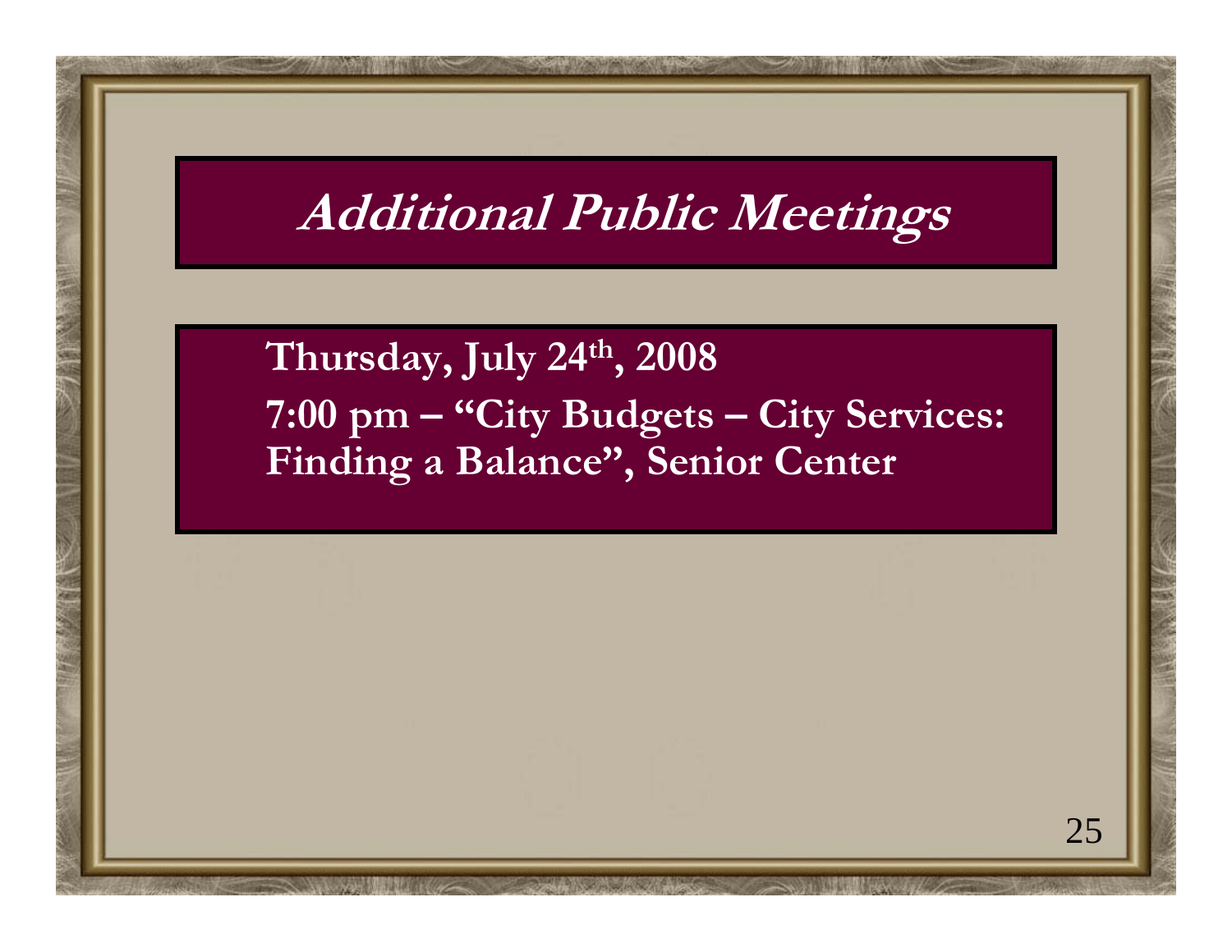# Additional Public Meetings

**Thursday, July 24th, 2008**

**7:00 pm – "City Budgets – City Services: Finding a Balance", Senior Center**